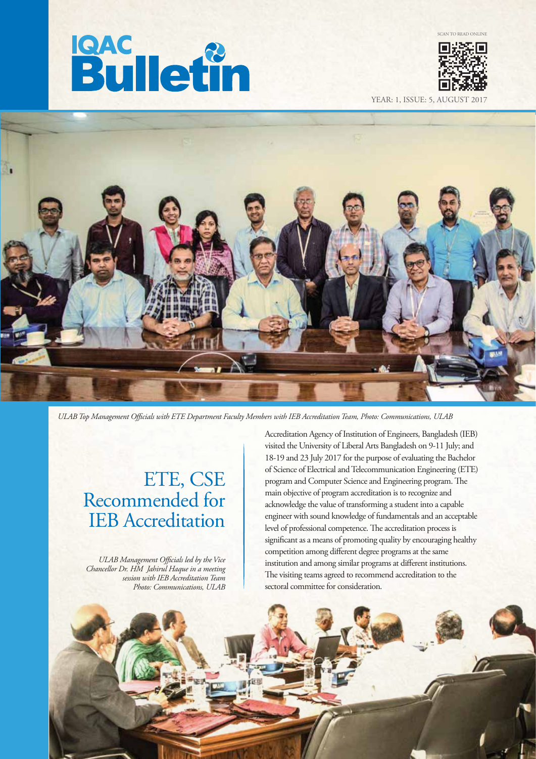# IQAC Bulletin

SCAN TO READ ONLINE

YEAR: 1, ISSUE: 5, AUGUST 2017

*ULAB Top Management Officials with ETE Department Faculty Members with IEB Accreditation Team, Photo: Communications, ULAB*

## ETE, CSE Recommended for IEB Accreditation

*ULAB Management Officials led by the Vice Chancellor Dr. HM Jahirul Haque in a meeting session with IEB Accreditation Team Photo: Communications, ULAB*

Accreditation Agency of Institution of Engineers, Bangladesh (IEB) visited the University of Liberal Arts Bangladesh on 9-11 July; and 18-19 and 23 July 2017 for the purpose of evaluating the Bachelor of Science of Electrical and Telecommunication Engineering (ETE) program and Computer Science and Engineering program. The main objective of program accreditation is to recognize and acknowledge the value of transforming a student into a capable engineer with sound knowledge of fundamentals and an acceptable level of professional competence. The accreditation process is significant as a means of promoting quality by encouraging healthy competition among different degree programs at the same institution and among similar programs at different institutions. The visiting teams agreed to recommend accreditation to the sectoral committee for consideration.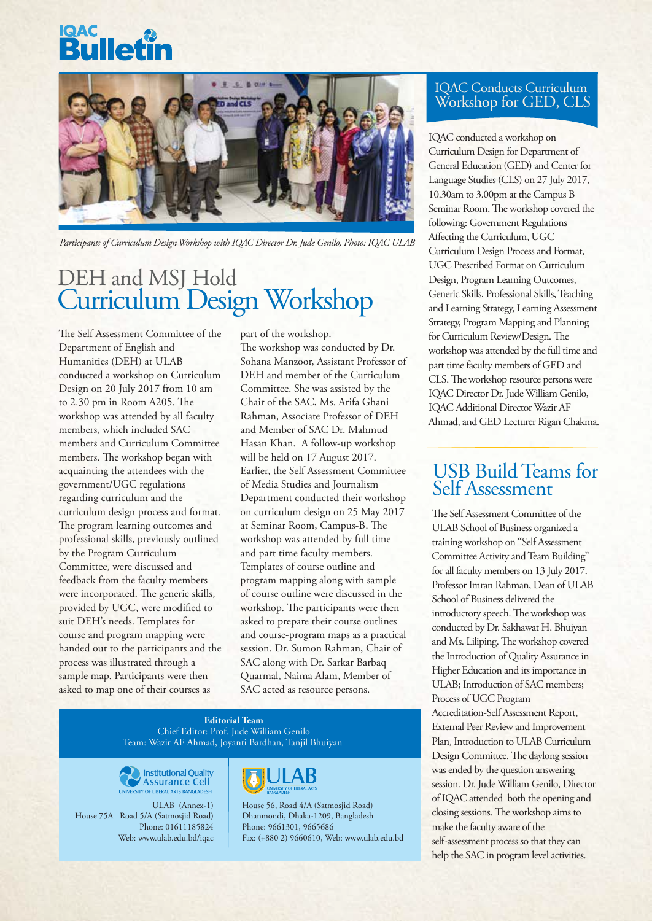# IQAC Bulletin

*Participants of Curriculum Design Workshop with IQAC Director Dr. Jude Genilo, Photo: IQAC ULAB*

## DEH and MSJ Hold Curriculum Design Workshop

The Self Assessment Committee of the Department of English and Humanities (DEH) at ULAB conducted a workshop on Curriculum Design on 20 July 2017 from 10 am to 2.30 pm in Room A205. The workshop was attended by all faculty members, which included SAC members and Curriculum Committee members. The workshop began with acquainting the attendees with the government/UGC regulations regarding curriculum and the curriculum design process and format. The program learning outcomes and professional skills, previously outlined by the Program Curriculum Committee, were discussed and feedback from the faculty members were incorporated. The generic skills, provided by UGC, were modified to suit DEH's needs. Templates for course and program mapping were handed out to the participants and the process was illustrated through a sample map. Participants were then asked to map one of their courses as part of the workshop.

The workshop was conducted by Dr. Sohana Manzoor, Assistant Professor of DEH and member of the Curriculum Committee. She was assisted by the Chair of the SAC, Ms. Arifa Ghani Rahman, Associate Professor of DEH and Member of SAC Dr. Mahmud Hasan Khan. A follow-up workshop will be held on 17 August 2017.

Earlier, the Self Assessment Committee of Media Studies and Journalism Department conducted their workshop on curriculum design on 25 May 2017 at Seminar Room, Campus-B. The workshop was attended by full time and part time faculty members. Templates of course outline and program mapping along with sample of course outline were discussed in the workshop. The participants were then asked to prepare their course outlines and course-program maps as a practical session. Dr. Sumon Rahman, Chair of SAC along with Dr. Sarkar Barbaq Quarmal, Naima Alam, Member of SAC acted as resource persons.

## IQAC Conducts Curriculum Workshop for GED, CLS

IQAC conducted a workshop on Curriculum Design for Department of General Education (GED) and Center for Language Studies (CLS) on 27 July 2017, 10.30am to 3.00pm at the Campus B Seminar Room. The workshop covered the following: Government Regulations Affecting the Curriculum, UGC Curriculum Design Process and Format, UGC Prescribed Format on Curriculum Design, Program Learning Outcomes, Generic Skills, Professional Skills, Teaching and Learning Strategy, Learning Assessment Strategy, Program Mapping and Planning for Curriculum Review/Design. The workshop was attended by the full time and part time faculty members of GED and CLS. The workshop resource persons were IQAC Director Dr. Jude William Genilo, IQAC Additional Director Wazir AF Ahmad, and GED Lecturer Rigan Chakma.

## USB Build Teams for Self Assessment

The Self Assessment Committee of the ULAB School of Business organized a training workshop on "Self Assessment Committee Activity and Team Building" for all faculty members on 13 July 2017. Professor Imran Rahman, Dean of ULAB School of Business delivered the introductory speech. The workshop was conducted by Dr. Sakhawat H. Bhuiyan and Ms. Liliping. The workshop covered the Introduction of Quality Assurance in Higher Education and its importance in ULAB; Introduction of SAC members; Process of UGC Program Accreditation-Self Assessment Report, External Peer Review and Improvement Plan, Introduction to ULAB Curriculum Design Committee. The daylong session was ended by the question answering session. Dr. Jude William Genilo, Director of IQAC attended both the opening and closing sessions. The workshop aims to make the faculty aware of the self-assessment process so that they can help the SAC in program level activities.

**Editorial Team**
Chief Editor: Prof. Jude William Genilo
Team: Wazir AF Ahmad, Joyanti Bardhan, Tanjil Bhuiyan

Institutional Quality Assurance Cell
UNIVERSITY OF LIBERAL ARTS BANGLADESH

ULAB (Annex-1)
House 75A Road 5/A (Satmosjid Road)
Phone: 01611185824
Web: www.ulab.edu.bd/iqac

ULAB
UNIVERSITY OF LIBERAL ARTS BANGLADESH

House 56, Road 4/A (Satmosjid Road)
Dhanmondi, Dhaka-1209, Bangladesh
Phone: 9661301, 9665686
Fax: (+880 2) 9660610, Web: www.ulab.edu.bd